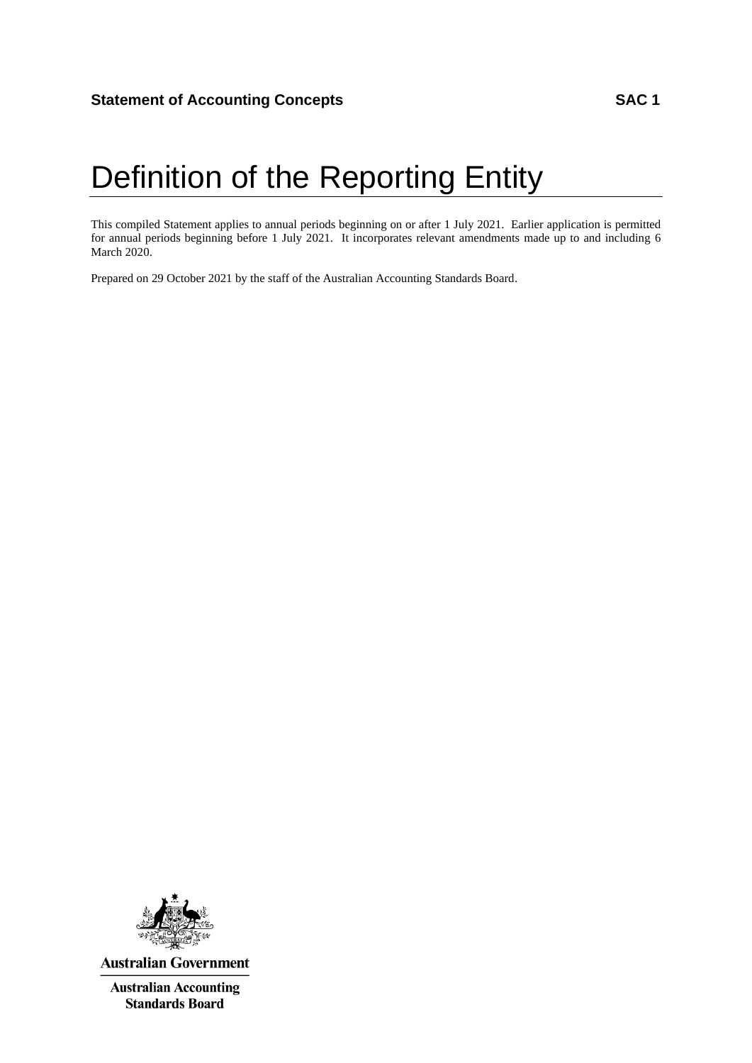**Statement of Accounting Concepts** **SAC 1**

# Definition of the Reporting Entity

This compiled Statement applies to annual periods beginning on or after 1 July 2021. Earlier application is permitted for annual periods beginning before 1 July 2021. It incorporates relevant amendments made up to and including 6 March 2020.

Prepared on 29 October 2021 by the staff of the Australian Accounting Standards Board.

**Australian Government**

**Australian Accounting Standards Board**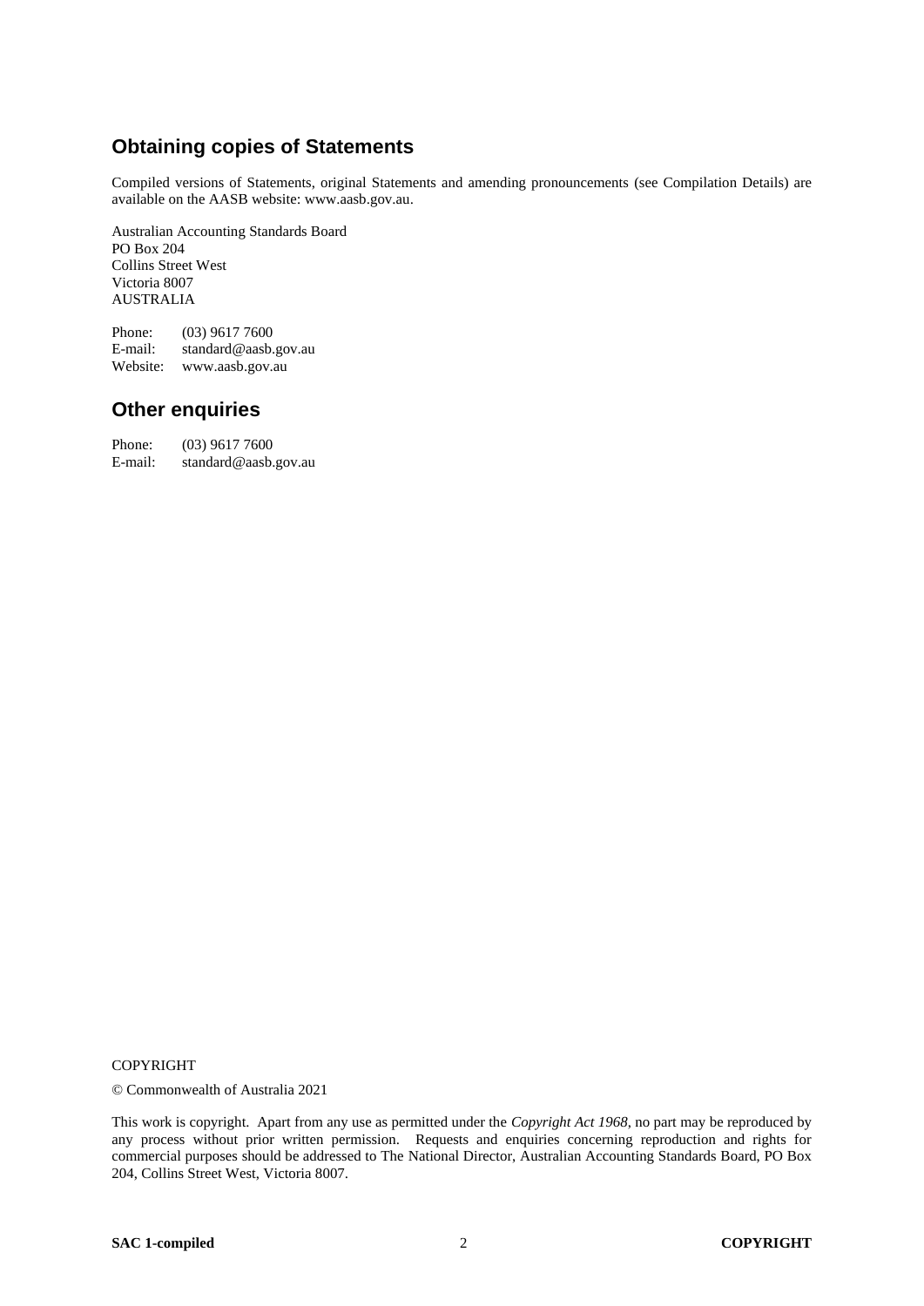## Obtaining copies of Statements

Compiled versions of Statements, original Statements and amending pronouncements (see Compilation Details) are available on the AASB website: www.aasb.gov.au.

Australian Accounting Standards Board
PO Box 204
Collins Street West
Victoria 8007
AUSTRALIA

Phone: (03) 9617 7600
E-mail: standard@aasb.gov.au
Website: www.aasb.gov.au

## Other enquiries

Phone: (03) 9617 7600
E-mail: standard@aasb.gov.au

COPYRIGHT

© Commonwealth of Australia 2021

This work is copyright. Apart from any use as permitted under the *Copyright Act 1968*, no part may be reproduced by any process without prior written permission. Requests and enquiries concerning reproduction and rights for commercial purposes should be addressed to The National Director, Australian Accounting Standards Board, PO Box 204, Collins Street West, Victoria 8007.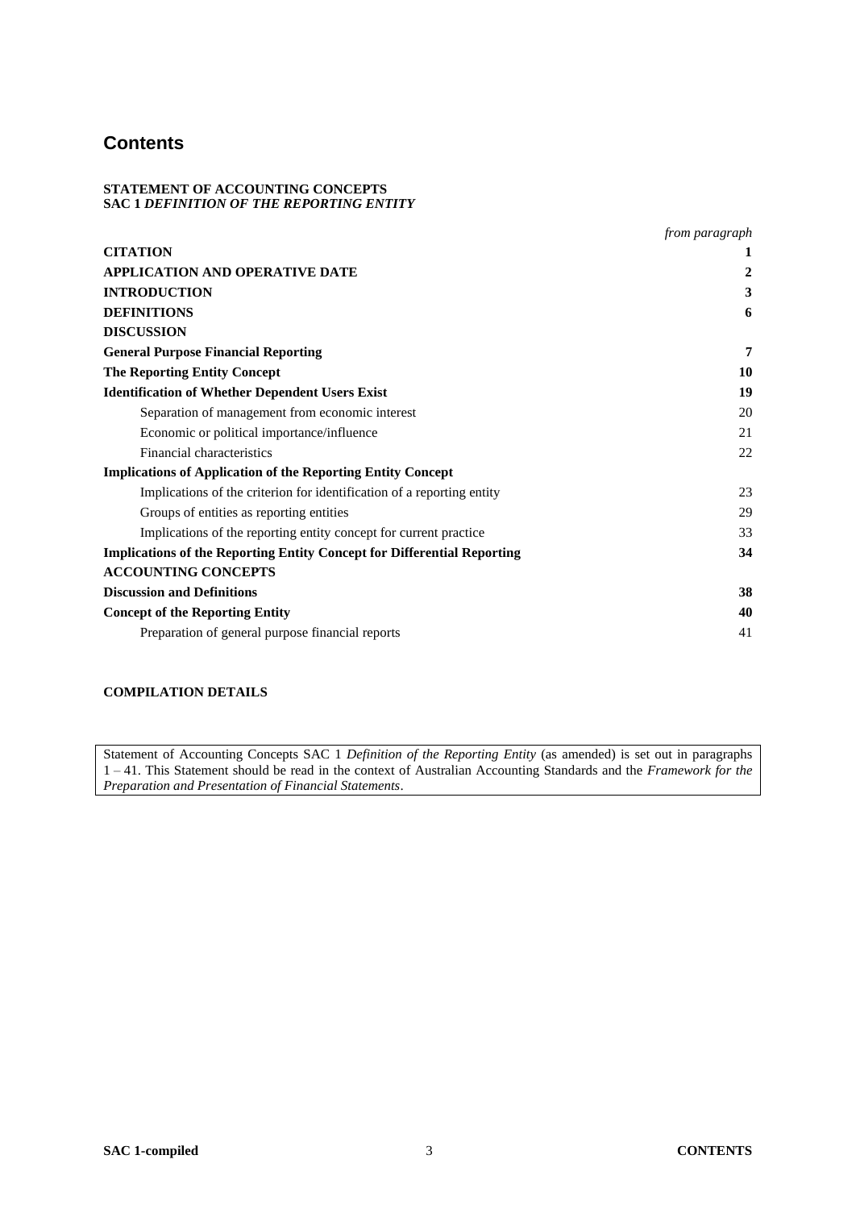# Contents

**STATEMENT OF ACCOUNTING CONCEPTS**
**SAC 1 *DEFINITION OF THE REPORTING ENTITY***

| | *from paragraph* |
|---|---|
| **CITATION** | **1** |
| **APPLICATION AND OPERATIVE DATE** | **2** |
| **INTRODUCTION** | **3** |
| **DEFINITIONS** | **6** |
| **DISCUSSION** | |
| **General Purpose Financial Reporting** | **7** |
| **The Reporting Entity Concept** | **10** |
| **Identification of Whether Dependent Users Exist** | **19** |
| Separation of management from economic interest | 20 |
| Economic or political importance/influence | 21 |
| Financial characteristics | 22 |
| **Implications of Application of the Reporting Entity Concept** | |
| Implications of the criterion for identification of a reporting entity | 23 |
| Groups of entities as reporting entities | 29 |
| Implications of the reporting entity concept for current practice | 33 |
| **Implications of the Reporting Entity Concept for Differential Reporting** | **34** |
| **ACCOUNTING CONCEPTS** | |
| **Discussion and Definitions** | **38** |
| **Concept of the Reporting Entity** | **40** |
| Preparation of general purpose financial reports | 41 |

**COMPILATION DETAILS**

Statement of Accounting Concepts SAC 1 *Definition of the Reporting Entity* (as amended) is set out in paragraphs 1 – 41. This Statement should be read in the context of Australian Accounting Standards and the *Framework for the Preparation and Presentation of Financial Statements*.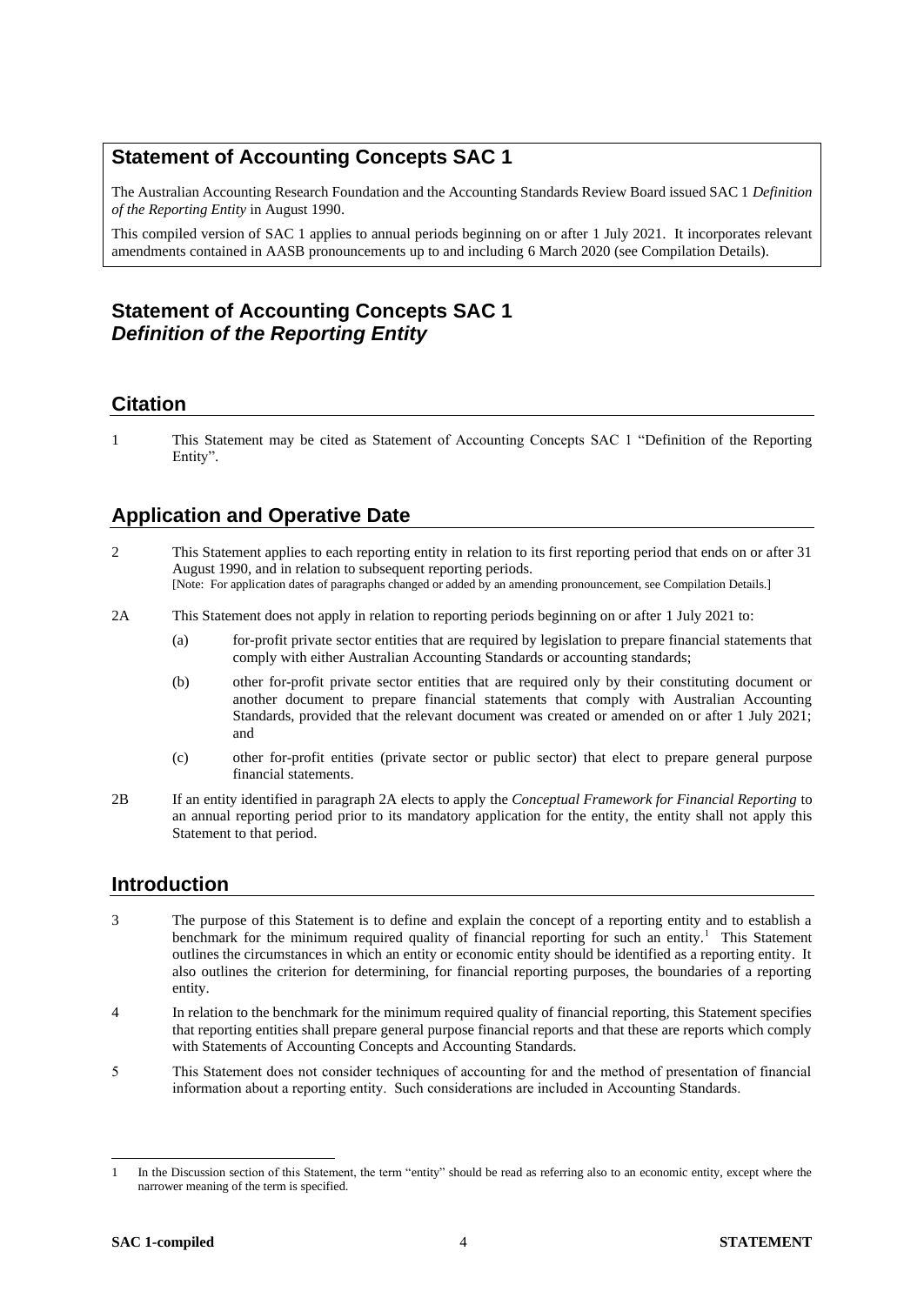## Statement of Accounting Concepts SAC 1

The Australian Accounting Research Foundation and the Accounting Standards Review Board issued SAC 1 *Definition of the Reporting Entity* in August 1990.

This compiled version of SAC 1 applies to annual periods beginning on or after 1 July 2021. It incorporates relevant amendments contained in AASB pronouncements up to and including 6 March 2020 (see Compilation Details).

# Statement of Accounting Concepts SAC 1
# *Definition of the Reporting Entity*

## Citation

1 This Statement may be cited as Statement of Accounting Concepts SAC 1 "Definition of the Reporting Entity".

## Application and Operative Date

2 This Statement applies to each reporting entity in relation to its first reporting period that ends on or after 31 August 1990, and in relation to subsequent reporting periods.
[Note: For application dates of paragraphs changed or added by an amending pronouncement, see Compilation Details.]

2A This Statement does not apply in relation to reporting periods beginning on or after 1 July 2021 to:

(a) for-profit private sector entities that are required by legislation to prepare financial statements that comply with either Australian Accounting Standards or accounting standards;

(b) other for-profit private sector entities that are required only by their constituting document or another document to prepare financial statements that comply with Australian Accounting Standards, provided that the relevant document was created or amended on or after 1 July 2021; and

(c) other for-profit entities (private sector or public sector) that elect to prepare general purpose financial statements.

2B If an entity identified in paragraph 2A elects to apply the *Conceptual Framework for Financial Reporting* to an annual reporting period prior to its mandatory application for the entity, the entity shall not apply this Statement to that period.

## Introduction

3 The purpose of this Statement is to define and explain the concept of a reporting entity and to establish a benchmark for the minimum required quality of financial reporting for such an entity.[1] This Statement outlines the circumstances in which an entity or economic entity should be identified as a reporting entity. It also outlines the criterion for determining, for financial reporting purposes, the boundaries of a reporting entity.

4 In relation to the benchmark for the minimum required quality of financial reporting, this Statement specifies that reporting entities shall prepare general purpose financial reports and that these are reports which comply with Statements of Accounting Concepts and Accounting Standards.

5 This Statement does not consider techniques of accounting for and the method of presentation of financial information about a reporting entity. Such considerations are included in Accounting Standards.

---

1 In the Discussion section of this Statement, the term "entity" should be read as referring also to an economic entity, except where the narrower meaning of the term is specified.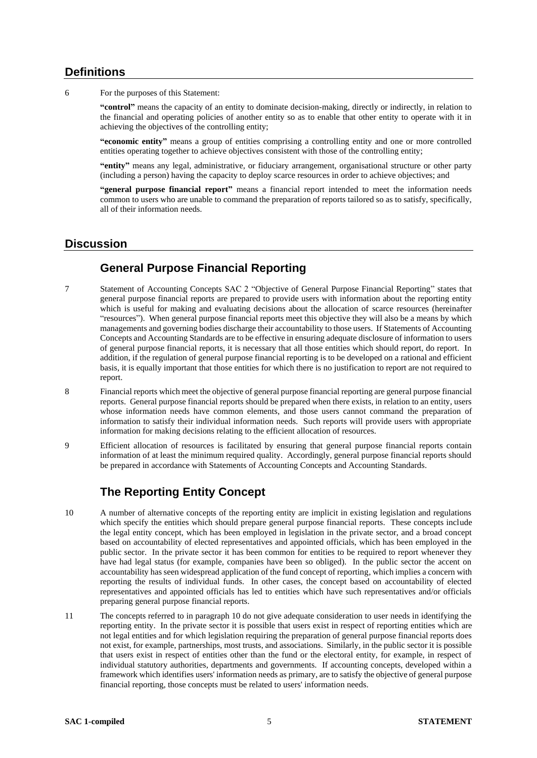## Definitions

6 For the purposes of this Statement:

**"control"** means the capacity of an entity to dominate decision-making, directly or indirectly, in relation to the financial and operating policies of another entity so as to enable that other entity to operate with it in achieving the objectives of the controlling entity;

**"economic entity"** means a group of entities comprising a controlling entity and one or more controlled entities operating together to achieve objectives consistent with those of the controlling entity;

**"entity"** means any legal, administrative, or fiduciary arrangement, organisational structure or other party (including a person) having the capacity to deploy scarce resources in order to achieve objectives; and

**"general purpose financial report"** means a financial report intended to meet the information needs common to users who are unable to command the preparation of reports tailored so as to satisfy, specifically, all of their information needs.

## Discussion

### General Purpose Financial Reporting

7 Statement of Accounting Concepts SAC 2 "Objective of General Purpose Financial Reporting" states that general purpose financial reports are prepared to provide users with information about the reporting entity which is useful for making and evaluating decisions about the allocation of scarce resources (hereinafter "resources"). When general purpose financial reports meet this objective they will also be a means by which managements and governing bodies discharge their accountability to those users. If Statements of Accounting Concepts and Accounting Standards are to be effective in ensuring adequate disclosure of information to users of general purpose financial reports, it is necessary that all those entities which should report, do report. In addition, if the regulation of general purpose financial reporting is to be developed on a rational and efficient basis, it is equally important that those entities for which there is no justification to report are not required to report.

8 Financial reports which meet the objective of general purpose financial reporting are general purpose financial reports. General purpose financial reports should be prepared when there exists, in relation to an entity, users whose information needs have common elements, and those users cannot command the preparation of information to satisfy their individual information needs. Such reports will provide users with appropriate information for making decisions relating to the efficient allocation of resources.

9 Efficient allocation of resources is facilitated by ensuring that general purpose financial reports contain information of at least the minimum required quality. Accordingly, general purpose financial reports should be prepared in accordance with Statements of Accounting Concepts and Accounting Standards.

### The Reporting Entity Concept

10 A number of alternative concepts of the reporting entity are implicit in existing legislation and regulations which specify the entities which should prepare general purpose financial reports. These concepts include the legal entity concept, which has been employed in legislation in the private sector, and a broad concept based on accountability of elected representatives and appointed officials, which has been employed in the public sector. In the private sector it has been common for entities to be required to report whenever they have had legal status (for example, companies have been so obliged). In the public sector the accent on accountability has seen widespread application of the fund concept of reporting, which implies a concern with reporting the results of individual funds. In other cases, the concept based on accountability of elected representatives and appointed officials has led to entities which have such representatives and/or officials preparing general purpose financial reports.

11 The concepts referred to in paragraph 10 do not give adequate consideration to user needs in identifying the reporting entity. In the private sector it is possible that users exist in respect of reporting entities which are not legal entities and for which legislation requiring the preparation of general purpose financial reports does not exist, for example, partnerships, most trusts, and associations. Similarly, in the public sector it is possible that users exist in respect of entities other than the fund or the electoral entity, for example, in respect of individual statutory authorities, departments and governments. If accounting concepts, developed within a framework which identifies users' information needs as primary, are to satisfy the objective of general purpose financial reporting, those concepts must be related to users' information needs.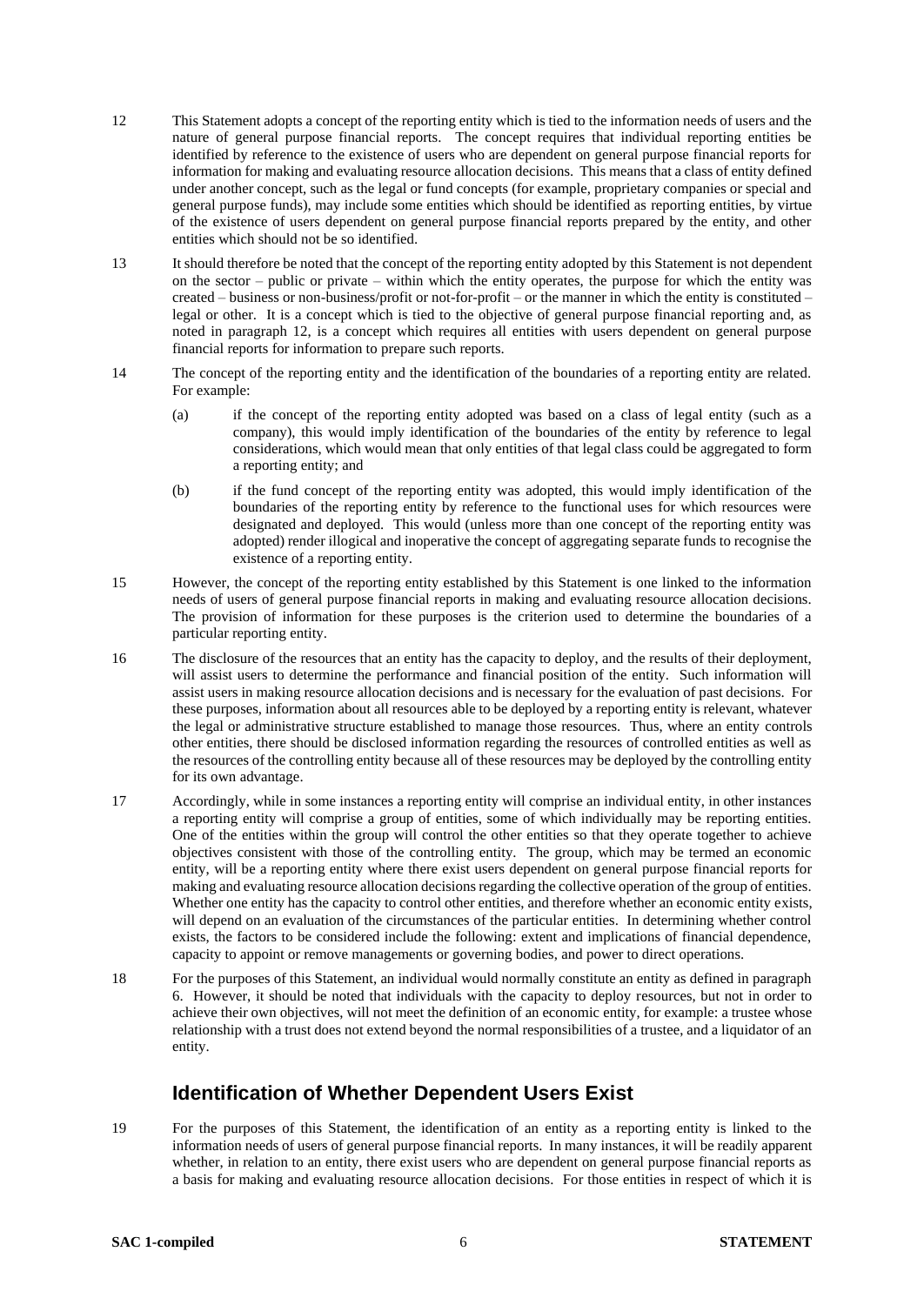12 This Statement adopts a concept of the reporting entity which is tied to the information needs of users and the nature of general purpose financial reports. The concept requires that individual reporting entities be identified by reference to the existence of users who are dependent on general purpose financial reports for information for making and evaluating resource allocation decisions. This means that a class of entity defined under another concept, such as the legal or fund concepts (for example, proprietary companies or special and general purpose funds), may include some entities which should be identified as reporting entities, by virtue of the existence of users dependent on general purpose financial reports prepared by the entity, and other entities which should not be so identified.

13 It should therefore be noted that the concept of the reporting entity adopted by this Statement is not dependent on the sector – public or private – within which the entity operates, the purpose for which the entity was created – business or non-business/profit or not-for-profit – or the manner in which the entity is constituted – legal or other. It is a concept which is tied to the objective of general purpose financial reporting and, as noted in paragraph 12, is a concept which requires all entities with users dependent on general purpose financial reports for information to prepare such reports.

14 The concept of the reporting entity and the identification of the boundaries of a reporting entity are related. For example:

(a) if the concept of the reporting entity adopted was based on a class of legal entity (such as a company), this would imply identification of the boundaries of the entity by reference to legal considerations, which would mean that only entities of that legal class could be aggregated to form a reporting entity; and

(b) if the fund concept of the reporting entity was adopted, this would imply identification of the boundaries of the reporting entity by reference to the functional uses for which resources were designated and deployed. This would (unless more than one concept of the reporting entity was adopted) render illogical and inoperative the concept of aggregating separate funds to recognise the existence of a reporting entity.

15 However, the concept of the reporting entity established by this Statement is one linked to the information needs of users of general purpose financial reports in making and evaluating resource allocation decisions. The provision of information for these purposes is the criterion used to determine the boundaries of a particular reporting entity.

16 The disclosure of the resources that an entity has the capacity to deploy, and the results of their deployment, will assist users to determine the performance and financial position of the entity. Such information will assist users in making resource allocation decisions and is necessary for the evaluation of past decisions. For these purposes, information about all resources able to be deployed by a reporting entity is relevant, whatever the legal or administrative structure established to manage those resources. Thus, where an entity controls other entities, there should be disclosed information regarding the resources of controlled entities as well as the resources of the controlling entity because all of these resources may be deployed by the controlling entity for its own advantage.

17 Accordingly, while in some instances a reporting entity will comprise an individual entity, in other instances a reporting entity will comprise a group of entities, some of which individually may be reporting entities. One of the entities within the group will control the other entities so that they operate together to achieve objectives consistent with those of the controlling entity. The group, which may be termed an economic entity, will be a reporting entity where there exist users dependent on general purpose financial reports for making and evaluating resource allocation decisions regarding the collective operation of the group of entities. Whether one entity has the capacity to control other entities, and therefore whether an economic entity exists, will depend on an evaluation of the circumstances of the particular entities. In determining whether control exists, the factors to be considered include the following: extent and implications of financial dependence, capacity to appoint or remove managements or governing bodies, and power to direct operations.

18 For the purposes of this Statement, an individual would normally constitute an entity as defined in paragraph 6. However, it should be noted that individuals with the capacity to deploy resources, but not in order to achieve their own objectives, will not meet the definition of an economic entity, for example: a trustee whose relationship with a trust does not extend beyond the normal responsibilities of a trustee, and a liquidator of an entity.

## Identification of Whether Dependent Users Exist

19 For the purposes of this Statement, the identification of an entity as a reporting entity is linked to the information needs of users of general purpose financial reports. In many instances, it will be readily apparent whether, in relation to an entity, there exist users who are dependent on general purpose financial reports as a basis for making and evaluating resource allocation decisions. For those entities in respect of which it is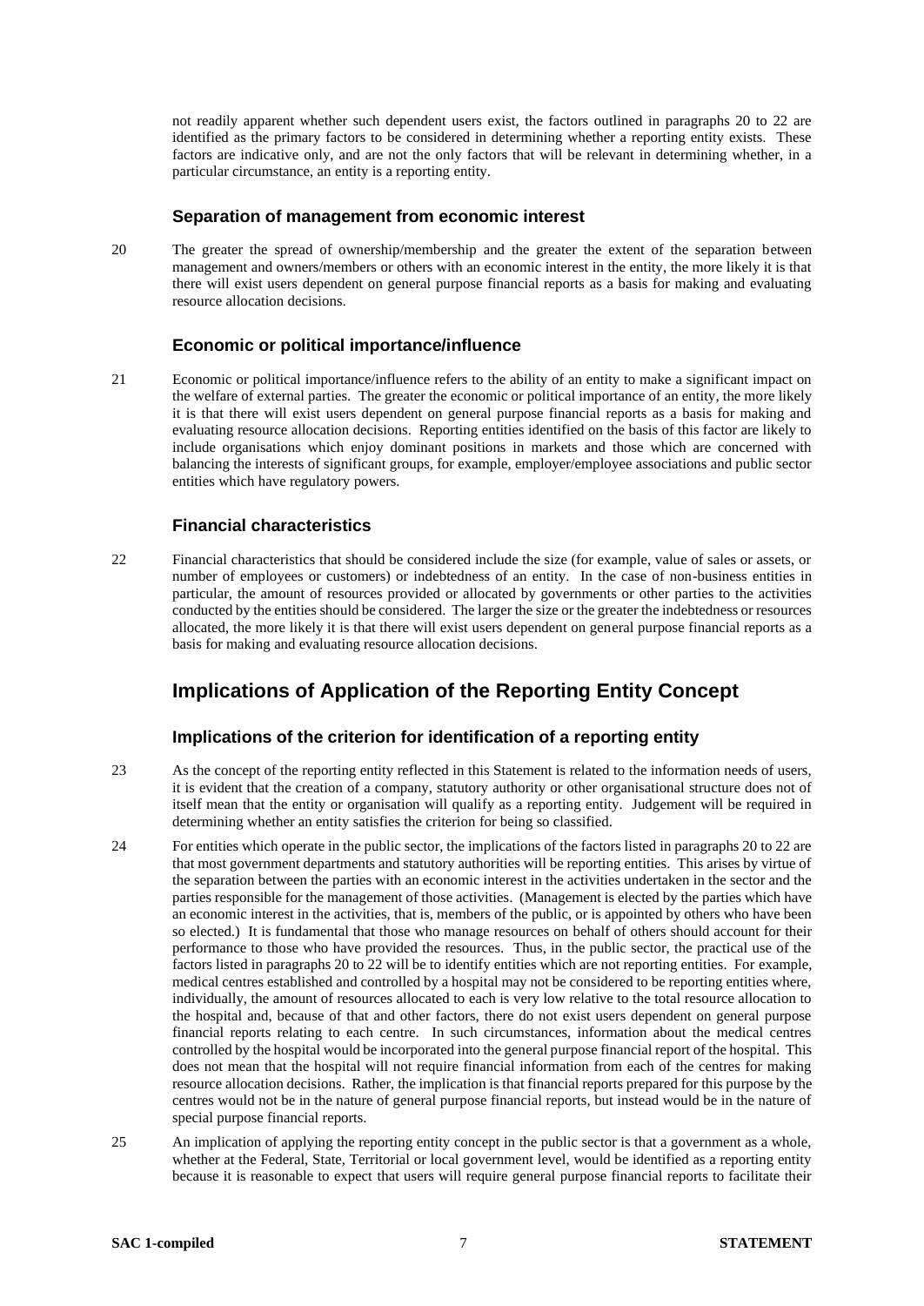not readily apparent whether such dependent users exist, the factors outlined in paragraphs 20 to 22 are identified as the primary factors to be considered in determining whether a reporting entity exists. These factors are indicative only, and are not the only factors that will be relevant in determining whether, in a particular circumstance, an entity is a reporting entity.

### Separation of management from economic interest

20 The greater the spread of ownership/membership and the greater the extent of the separation between management and owners/members or others with an economic interest in the entity, the more likely it is that there will exist users dependent on general purpose financial reports as a basis for making and evaluating resource allocation decisions.

### Economic or political importance/influence

21 Economic or political importance/influence refers to the ability of an entity to make a significant impact on the welfare of external parties. The greater the economic or political importance of an entity, the more likely it is that there will exist users dependent on general purpose financial reports as a basis for making and evaluating resource allocation decisions. Reporting entities identified on the basis of this factor are likely to include organisations which enjoy dominant positions in markets and those which are concerned with balancing the interests of significant groups, for example, employer/employee associations and public sector entities which have regulatory powers.

### Financial characteristics

22 Financial characteristics that should be considered include the size (for example, value of sales or assets, or number of employees or customers) or indebtedness of an entity. In the case of non-business entities in particular, the amount of resources provided or allocated by governments or other parties to the activities conducted by the entities should be considered. The larger the size or the greater the indebtedness or resources allocated, the more likely it is that there will exist users dependent on general purpose financial reports as a basis for making and evaluating resource allocation decisions.

## Implications of Application of the Reporting Entity Concept

### Implications of the criterion for identification of a reporting entity

23 As the concept of the reporting entity reflected in this Statement is related to the information needs of users, it is evident that the creation of a company, statutory authority or other organisational structure does not of itself mean that the entity or organisation will qualify as a reporting entity. Judgement will be required in determining whether an entity satisfies the criterion for being so classified.

24 For entities which operate in the public sector, the implications of the factors listed in paragraphs 20 to 22 are that most government departments and statutory authorities will be reporting entities. This arises by virtue of the separation between the parties with an economic interest in the activities undertaken in the sector and the parties responsible for the management of those activities. (Management is elected by the parties which have an economic interest in the activities, that is, members of the public, or is appointed by others who have been so elected.) It is fundamental that those who manage resources on behalf of others should account for their performance to those who have provided the resources. Thus, in the public sector, the practical use of the factors listed in paragraphs 20 to 22 will be to identify entities which are not reporting entities. For example, medical centres established and controlled by a hospital may not be considered to be reporting entities where, individually, the amount of resources allocated to each is very low relative to the total resource allocation to the hospital and, because of that and other factors, there do not exist users dependent on general purpose financial reports relating to each centre. In such circumstances, information about the medical centres controlled by the hospital would be incorporated into the general purpose financial report of the hospital. This does not mean that the hospital will not require financial information from each of the centres for making resource allocation decisions. Rather, the implication is that financial reports prepared for this purpose by the centres would not be in the nature of general purpose financial reports, but instead would be in the nature of special purpose financial reports.

25 An implication of applying the reporting entity concept in the public sector is that a government as a whole, whether at the Federal, State, Territorial or local government level, would be identified as a reporting entity because it is reasonable to expect that users will require general purpose financial reports to facilitate their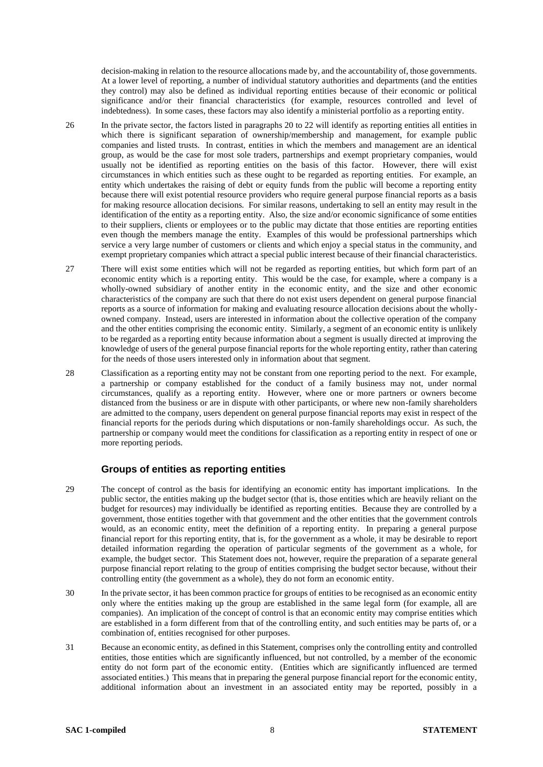decision-making in relation to the resource allocations made by, and the accountability of, those governments. At a lower level of reporting, a number of individual statutory authorities and departments (and the entities they control) may also be defined as individual reporting entities because of their economic or political significance and/or their financial characteristics (for example, resources controlled and level of indebtedness). In some cases, these factors may also identify a ministerial portfolio as a reporting entity.

26 In the private sector, the factors listed in paragraphs 20 to 22 will identify as reporting entities all entities in which there is significant separation of ownership/membership and management, for example public companies and listed trusts. In contrast, entities in which the members and management are an identical group, as would be the case for most sole traders, partnerships and exempt proprietary companies, would usually not be identified as reporting entities on the basis of this factor. However, there will exist circumstances in which entities such as these ought to be regarded as reporting entities. For example, an entity which undertakes the raising of debt or equity funds from the public will become a reporting entity because there will exist potential resource providers who require general purpose financial reports as a basis for making resource allocation decisions. For similar reasons, undertaking to sell an entity may result in the identification of the entity as a reporting entity. Also, the size and/or economic significance of some entities to their suppliers, clients or employees or to the public may dictate that those entities are reporting entities even though the members manage the entity. Examples of this would be professional partnerships which service a very large number of customers or clients and which enjoy a special status in the community, and exempt proprietary companies which attract a special public interest because of their financial characteristics.

27 There will exist some entities which will not be regarded as reporting entities, but which form part of an economic entity which is a reporting entity. This would be the case, for example, where a company is a wholly-owned subsidiary of another entity in the economic entity, and the size and other economic characteristics of the company are such that there do not exist users dependent on general purpose financial reports as a source of information for making and evaluating resource allocation decisions about the wholly-owned company. Instead, users are interested in information about the collective operation of the company and the other entities comprising the economic entity. Similarly, a segment of an economic entity is unlikely to be regarded as a reporting entity because information about a segment is usually directed at improving the knowledge of users of the general purpose financial reports for the whole reporting entity, rather than catering for the needs of those users interested only in information about that segment.

28 Classification as a reporting entity may not be constant from one reporting period to the next. For example, a partnership or company established for the conduct of a family business may not, under normal circumstances, qualify as a reporting entity. However, where one or more partners or owners become distanced from the business or are in dispute with other participants, or where new non-family shareholders are admitted to the company, users dependent on general purpose financial reports may exist in respect of the financial reports for the periods during which disputations or non-family shareholdings occur. As such, the partnership or company would meet the conditions for classification as a reporting entity in respect of one or more reporting periods.

## Groups of entities as reporting entities

29 The concept of control as the basis for identifying an economic entity has important implications. In the public sector, the entities making up the budget sector (that is, those entities which are heavily reliant on the budget for resources) may individually be identified as reporting entities. Because they are controlled by a government, those entities together with that government and the other entities that the government controls would, as an economic entity, meet the definition of a reporting entity. In preparing a general purpose financial report for this reporting entity, that is, for the government as a whole, it may be desirable to report detailed information regarding the operation of particular segments of the government as a whole, for example, the budget sector. This Statement does not, however, require the preparation of a separate general purpose financial report relating to the group of entities comprising the budget sector because, without their controlling entity (the government as a whole), they do not form an economic entity.

30 In the private sector, it has been common practice for groups of entities to be recognised as an economic entity only where the entities making up the group are established in the same legal form (for example, all are companies). An implication of the concept of control is that an economic entity may comprise entities which are established in a form different from that of the controlling entity, and such entities may be parts of, or a combination of, entities recognised for other purposes.

31 Because an economic entity, as defined in this Statement, comprises only the controlling entity and controlled entities, those entities which are significantly influenced, but not controlled, by a member of the economic entity do not form part of the economic entity. (Entities which are significantly influenced are termed associated entities.) This means that in preparing the general purpose financial report for the economic entity, additional information about an investment in an associated entity may be reported, possibly in a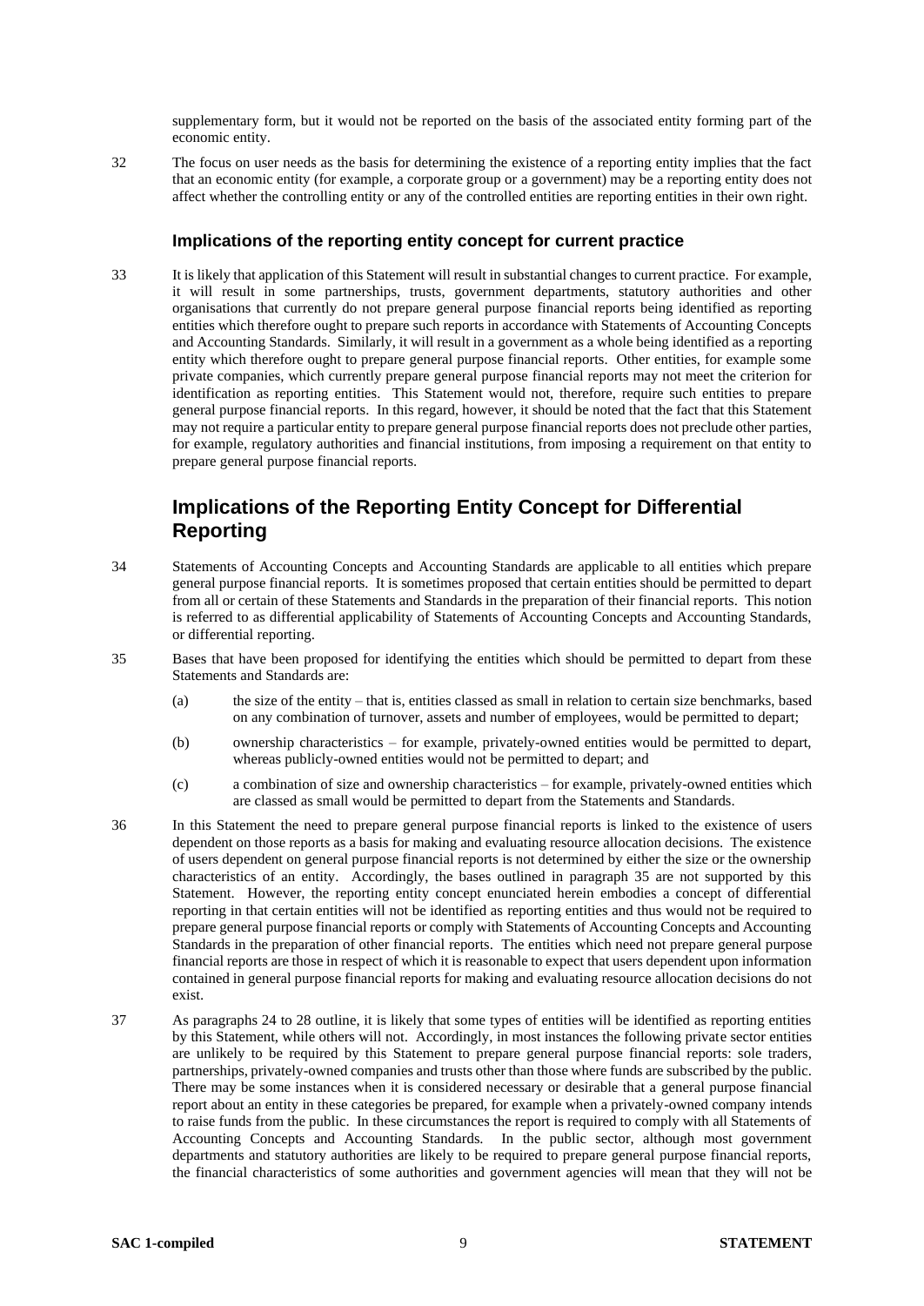supplementary form, but it would not be reported on the basis of the associated entity forming part of the economic entity.

32 The focus on user needs as the basis for determining the existence of a reporting entity implies that the fact that an economic entity (for example, a corporate group or a government) may be a reporting entity does not affect whether the controlling entity or any of the controlled entities are reporting entities in their own right.

### Implications of the reporting entity concept for current practice

33 It is likely that application of this Statement will result in substantial changes to current practice. For example, it will result in some partnerships, trusts, government departments, statutory authorities and other organisations that currently do not prepare general purpose financial reports being identified as reporting entities which therefore ought to prepare such reports in accordance with Statements of Accounting Concepts and Accounting Standards. Similarly, it will result in a government as a whole being identified as a reporting entity which therefore ought to prepare general purpose financial reports. Other entities, for example some private companies, which currently prepare general purpose financial reports may not meet the criterion for identification as reporting entities. This Statement would not, therefore, require such entities to prepare general purpose financial reports. In this regard, however, it should be noted that the fact that this Statement may not require a particular entity to prepare general purpose financial reports does not preclude other parties, for example, regulatory authorities and financial institutions, from imposing a requirement on that entity to prepare general purpose financial reports.

## Implications of the Reporting Entity Concept for Differential Reporting

34 Statements of Accounting Concepts and Accounting Standards are applicable to all entities which prepare general purpose financial reports. It is sometimes proposed that certain entities should be permitted to depart from all or certain of these Statements and Standards in the preparation of their financial reports. This notion is referred to as differential applicability of Statements of Accounting Concepts and Accounting Standards, or differential reporting.

35 Bases that have been proposed for identifying the entities which should be permitted to depart from these Statements and Standards are:

(a) the size of the entity – that is, entities classed as small in relation to certain size benchmarks, based on any combination of turnover, assets and number of employees, would be permitted to depart;

(b) ownership characteristics – for example, privately-owned entities would be permitted to depart, whereas publicly-owned entities would not be permitted to depart; and

(c) a combination of size and ownership characteristics – for example, privately-owned entities which are classed as small would be permitted to depart from the Statements and Standards.

36 In this Statement the need to prepare general purpose financial reports is linked to the existence of users dependent on those reports as a basis for making and evaluating resource allocation decisions. The existence of users dependent on general purpose financial reports is not determined by either the size or the ownership characteristics of an entity. Accordingly, the bases outlined in paragraph 35 are not supported by this Statement. However, the reporting entity concept enunciated herein embodies a concept of differential reporting in that certain entities will not be identified as reporting entities and thus would not be required to prepare general purpose financial reports or comply with Statements of Accounting Concepts and Accounting Standards in the preparation of other financial reports. The entities which need not prepare general purpose financial reports are those in respect of which it is reasonable to expect that users dependent upon information contained in general purpose financial reports for making and evaluating resource allocation decisions do not exist.

37 As paragraphs 24 to 28 outline, it is likely that some types of entities will be identified as reporting entities by this Statement, while others will not. Accordingly, in most instances the following private sector entities are unlikely to be required by this Statement to prepare general purpose financial reports: sole traders, partnerships, privately-owned companies and trusts other than those where funds are subscribed by the public. There may be some instances when it is considered necessary or desirable that a general purpose financial report about an entity in these categories be prepared, for example when a privately-owned company intends to raise funds from the public. In these circumstances the report is required to comply with all Statements of Accounting Concepts and Accounting Standards. In the public sector, although most government departments and statutory authorities are likely to be required to prepare general purpose financial reports, the financial characteristics of some authorities and government agencies will mean that they will not be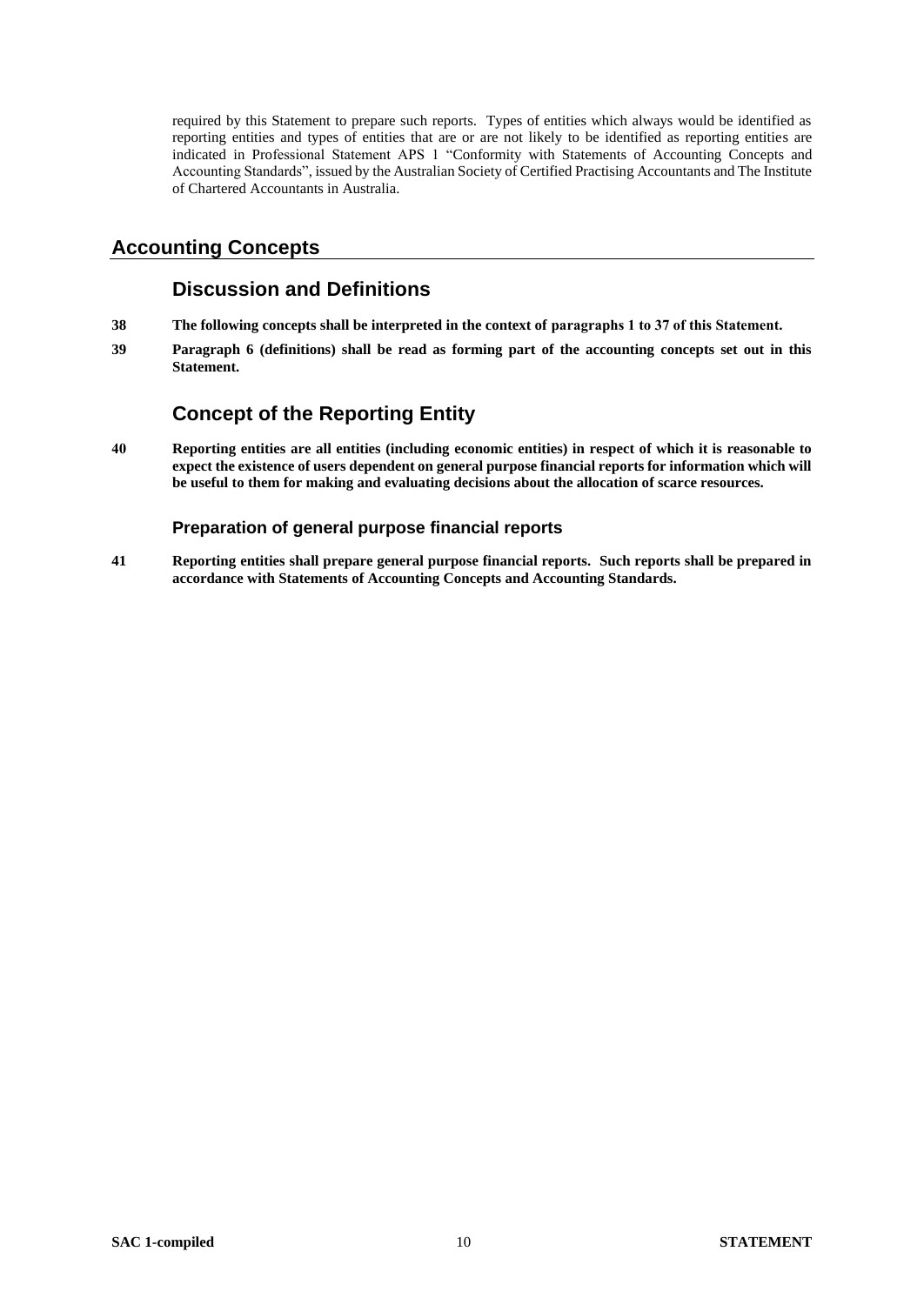required by this Statement to prepare such reports. Types of entities which always would be identified as reporting entities and types of entities that are or are not likely to be identified as reporting entities are indicated in Professional Statement APS 1 "Conformity with Statements of Accounting Concepts and Accounting Standards", issued by the Australian Society of Certified Practising Accountants and The Institute of Chartered Accountants in Australia.

## Accounting Concepts

### Discussion and Definitions

**38 The following concepts shall be interpreted in the context of paragraphs 1 to 37 of this Statement.**

**39 Paragraph 6 (definitions) shall be read as forming part of the accounting concepts set out in this Statement.**

### Concept of the Reporting Entity

**40 Reporting entities are all entities (including economic entities) in respect of which it is reasonable to expect the existence of users dependent on general purpose financial reports for information which will be useful to them for making and evaluating decisions about the allocation of scarce resources.**

#### Preparation of general purpose financial reports

**41 Reporting entities shall prepare general purpose financial reports. Such reports shall be prepared in accordance with Statements of Accounting Concepts and Accounting Standards.**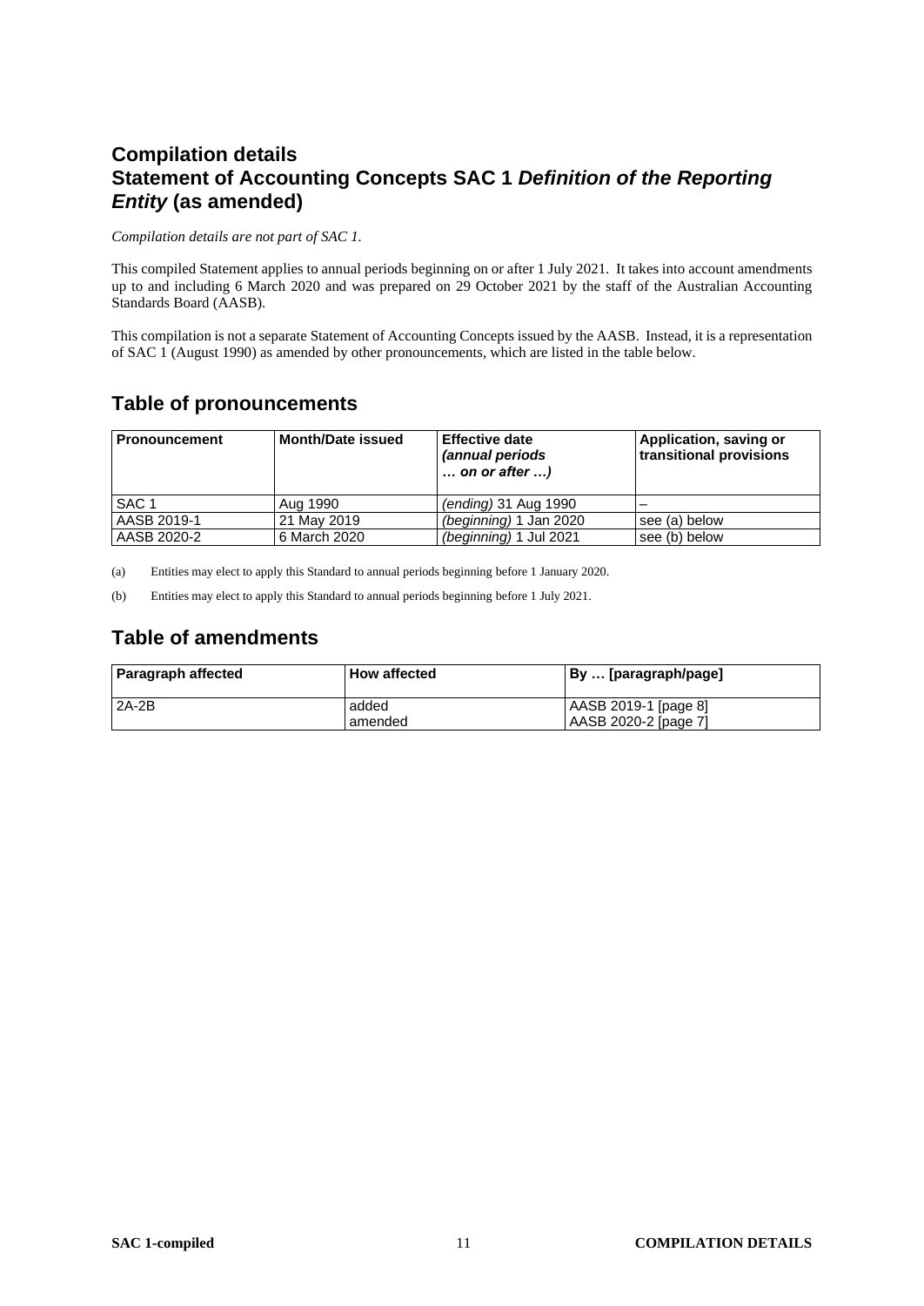## Compilation details

## Statement of Accounting Concepts SAC 1 *Definition of the Reporting Entity* (as amended)

*Compilation details are not part of SAC 1.*

This compiled Statement applies to annual periods beginning on or after 1 July 2021. It takes into account amendments up to and including 6 March 2020 and was prepared on 29 October 2021 by the staff of the Australian Accounting Standards Board (AASB).

This compilation is not a separate Statement of Accounting Concepts issued by the AASB. Instead, it is a representation of SAC 1 (August 1990) as amended by other pronouncements, which are listed in the table below.

## Table of pronouncements

| Pronouncement | Month/Date issued | Effective date *(annual periods … on or after …)* | Application, saving or transitional provisions |
|---|---|---|---|
| SAC 1 | Aug 1990 | *(ending)* 31 Aug 1990 | – |
| AASB 2019-1 | 21 May 2019 | *(beginning)* 1 Jan 2020 | see (a) below |
| AASB 2020-2 | 6 March 2020 | *(beginning)* 1 Jul 2021 | see (b) below |

(a) Entities may elect to apply this Standard to annual periods beginning before 1 January 2020.

(b) Entities may elect to apply this Standard to annual periods beginning before 1 July 2021.

## Table of amendments

| Paragraph affected | How affected | By … [paragraph/page] |
|---|---|---|
| 2A-2B | added<br>amended | AASB 2019-1 [page 8]<br>AASB 2020-2 [page 7] |